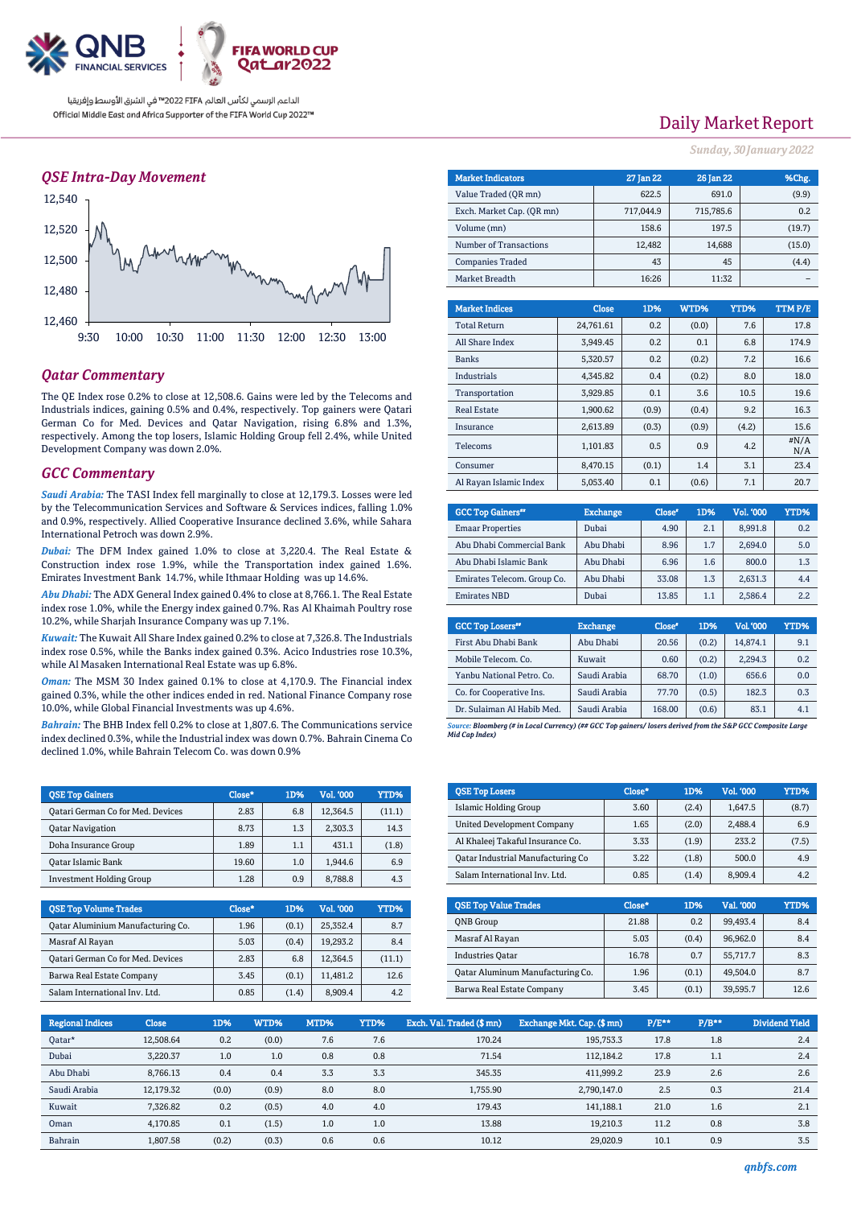QNB FINANCIAL SERVICES

FIFA WORLD CUP Qatar2022

الداعم الرسمي لكأس العالم FIFA 2022™ في الشرق الأوسط وإفريقيا
Official Middle East and Africa Supporter of the FIFA World Cup 2022™

# Daily Market Report

*Sunday, 30 January 2022*

## QSE Intra-Day Movement

12,540
12,520
12,500
12,480
12,460
9:30 10:00 10:30 11:00 11:30 12:00 12:30 13:00

## Qatar Commentary

The QE Index rose 0.2% to close at 12,508.6. Gains were led by the Telecoms and Industrials indices, gaining 0.5% and 0.4%, respectively. Top gainers were Qatari German Co for Med. Devices and Qatar Navigation, rising 6.8% and 1.3%, respectively. Among the top losers, Islamic Holding Group fell 2.4%, while United Development Company was down 2.0%.

## GCC Commentary

***Saudi Arabia:*** The TASI Index fell marginally to close at 12,179.3. Losses were led by the Telecommunication Services and Software & Services indices, falling 1.0% and 0.9%, respectively. Allied Cooperative Insurance declined 3.6%, while Sahara International Petrech was down 2.9%.

***Dubai:*** The DFM Index gained 1.0% to close at 3,220.4. The Real Estate & Construction index rose 1.9%, while the Transportation index gained 1.6%. Emirates Investment Bank 14.7%, while Ithmaar Holding was up 14.6%.

***Abu Dhabi:*** The ADX General Index gained 0.4% to close at 8,766.1. The Real Estate index rose 1.0%, while the Energy index gained 0.7%. Ras Al Khaimah Poultry rose 10.2%, while Sharjah Insurance Company was up 7.1%.

***Kuwait:*** The Kuwait All Share Index gained 0.2% to close at 7,326.8. The Industrials index rose 0.5%, while the Banks index gained 0.3%. Acico Industries rose 10.3%, while Al Masaken International Real Estate was up 6.8%.

***Oman:*** The MSM 30 Index gained 0.1% to close at 4,170.9. The Financial index gained 0.3%, while the other indices ended in red. National Finance Company rose 10.0%, while Global Financial Investments was up 4.6%.

***Bahrain:*** The BHB Index fell 0.2% to close at 1,807.6. The Communications service index declined 0.3%, while the Industrial index was down 0.7%. Bahrain Cinema Co declined 1.0%, while Bahrain Telecom Co. was down 0.9%

| Market Indicators | 27 Jan 22 | 26 Jan 22 | %Chg. |
|---|---|---|---|
| Value Traded (QR mn) | 622.5 | 691.0 | (9.9) |
| Exch. Market Cap. (QR mn) | 717,044.9 | 715,785.6 | 0.2 |
| Volume (mn) | 158.6 | 197.5 | (19.7) |
| Number of Transactions | 12,482 | 14,688 | (15.0) |
| Companies Traded | 43 | 45 | (4.4) |
| Market Breadth | 16:26 | 11:32 | – |

| Market Indices | Close | 1D% | WTD% | YTD% | TTM P/E |
|---|---|---|---|---|---|
| Total Return | 24,761.61 | 0.2 | (0.0) | 7.6 | 17.8 |
| All Share Index | 3,949.45 | 0.2 | 0.1 | 6.8 | 174.9 |
| Banks | 5,320.57 | 0.2 | (0.2) | 7.2 | 16.6 |
| Industrials | 4,345.82 | 0.4 | (0.2) | 8.0 | 18.0 |
| Transportation | 3,929.85 | 0.1 | 3.6 | 10.5 | 19.6 |
| Real Estate | 1,900.62 | (0.9) | (0.4) | 9.2 | 16.3 |
| Insurance | 2,613.89 | (0.3) | (0.9) | (4.2) | 15.6 |
| Telecoms | 1,101.83 | 0.5 | 0.9 | 4.2 | #N/A N/A |
| Consumer | 8,470.15 | (0.1) | 1.4 | 3.1 | 23.4 |
| Al Rayan Islamic Index | 5,053.40 | 0.1 | (0.6) | 7.1 | 20.7 |

| GCC Top Gainers## | Exchange | Close# | 1D% | Vol. '000 | YTD% |
|---|---|---|---|---|---|
| Emaar Properties | Dubai | 4.90 | 2.1 | 8,991.8 | 0.2 |
| Abu Dhabi Commercial Bank | Abu Dhabi | 8.96 | 1.7 | 2,694.0 | 5.0 |
| Abu Dhabi Islamic Bank | Abu Dhabi | 6.96 | 1.6 | 800.0 | 1.3 |
| Emirates Telecom. Group Co. | Abu Dhabi | 33.08 | 1.3 | 2,631.3 | 4.4 |
| Emirates NBD | Dubai | 13.85 | 1.1 | 2,586.4 | 2.2 |

| GCC Top Losers## | Exchange | Close# | 1D% | Vol. '000 | YTD% |
|---|---|---|---|---|---|
| First Abu Dhabi Bank | Abu Dhabi | 20.56 | (0.2) | 14,874.1 | 9.1 |
| Mobile Telecom. Co. | Kuwait | 0.60 | (0.2) | 2,294.3 | 0.2 |
| Yanbu National Petro. Co. | Saudi Arabia | 68.70 | (1.0) | 656.6 | 0.0 |
| Co. for Cooperative Ins. | Saudi Arabia | 77.70 | (0.5) | 182.3 | 0.3 |
| Dr. Sulaiman Al Habib Med. | Saudi Arabia | 168.00 | (0.6) | 83.1 | 4.1 |

*Source: Bloomberg (# in Local Currency) (## GCC Top gainers/ losers derived from the S&P GCC Composite Large Mid Cap Index)*

| QSE Top Gainers | Close* | 1D% | Vol. '000 | YTD% |
|---|---|---|---|---|
| Qatari German Co for Med. Devices | 2.83 | 6.8 | 12,364.5 | (11.1) |
| Qatar Navigation | 8.73 | 1.3 | 2,303.3 | 14.3 |
| Doha Insurance Group | 1.89 | 1.1 | 431.1 | (1.8) |
| Qatar Islamic Bank | 19.60 | 1.0 | 1,944.6 | 6.9 |
| Investment Holding Group | 1.28 | 0.9 | 8,788.8 | 4.3 |

| QSE Top Volume Trades | Close* | 1D% | Vol. '000 | YTD% |
|---|---|---|---|---|
| Qatar Aluminium Manufacturing Co. | 1.96 | (0.1) | 25,352.4 | 8.7 |
| Masraf Al Rayan | 5.03 | (0.4) | 19,293.2 | 8.4 |
| Qatari German Co for Med. Devices | 2.83 | 6.8 | 12,364.5 | (11.1) |
| Barwa Real Estate Company | 3.45 | (0.1) | 11,481.2 | 12.6 |
| Salam International Inv. Ltd. | 0.85 | (1.4) | 8,909.4 | 4.2 |

| QSE Top Losers | Close* | 1D% | Vol. '000 | YTD% |
|---|---|---|---|---|
| Islamic Holding Group | 3.60 | (2.4) | 1,647.5 | (8.7) |
| United Development Company | 1.65 | (2.0) | 2,488.4 | 6.9 |
| Al Khaleej Takaful Insurance Co. | 3.33 | (1.9) | 233.2 | (7.5) |
| Qatar Industrial Manufacturing Co | 3.22 | (1.8) | 500.0 | 4.9 |
| Salam International Inv. Ltd. | 0.85 | (1.4) | 8,909.4 | 4.2 |

| QSE Top Value Trades | Close* | 1D% | Val. '000 | YTD% |
|---|---|---|---|---|
| QNB Group | 21.88 | 0.2 | 99,493.4 | 8.4 |
| Masraf Al Rayan | 5.03 | (0.4) | 96,962.0 | 8.4 |
| Industries Qatar | 16.78 | 0.7 | 55,717.7 | 8.3 |
| Qatar Aluminum Manufacturing Co. | 1.96 | (0.1) | 49,504.0 | 8.7 |
| Barwa Real Estate Company | 3.45 | (0.1) | 39,595.7 | 12.6 |

| Regional Indices | Close | 1D% | WTD% | MTD% | YTD% | Exch. Val. Traded ($ mn) | Exchange Mkt. Cap. ($ mn) | P/E** | P/B** | Dividend Yield |
|---|---|---|---|---|---|---|---|---|---|---|
| Qatar* | 12,508.64 | 0.2 | (0.0) | 7.6 | 7.6 | 170.24 | 195,753.3 | 17.8 | 1.8 | 2.4 |
| Dubai | 3,220.37 | 1.0 | 1.0 | 0.8 | 0.8 | 71.54 | 112,184.2 | 17.8 | 1.1 | 2.4 |
| Abu Dhabi | 8,766.13 | 0.4 | 0.4 | 3.3 | 3.3 | 345.35 | 411,999.2 | 23.9 | 2.6 | 2.6 |
| Saudi Arabia | 12,179.32 | (0.0) | (0.9) | 8.0 | 8.0 | 1,755.90 | 2,790,147.0 | 2.5 | 0.3 | 21.4 |
| Kuwait | 7,326.82 | 0.2 | (0.5) | 4.0 | 4.0 | 179.43 | 141,188.1 | 21.0 | 1.6 | 2.1 |
| Oman | 4,170.85 | 0.1 | (1.5) | 1.0 | 1.0 | 13.88 | 19,210.3 | 11.2 | 0.8 | 3.8 |
| Bahrain | 1,807.58 | (0.2) | (0.3) | 0.6 | 0.6 | 10.12 | 29,020.9 | 10.1 | 0.9 | 3.5 |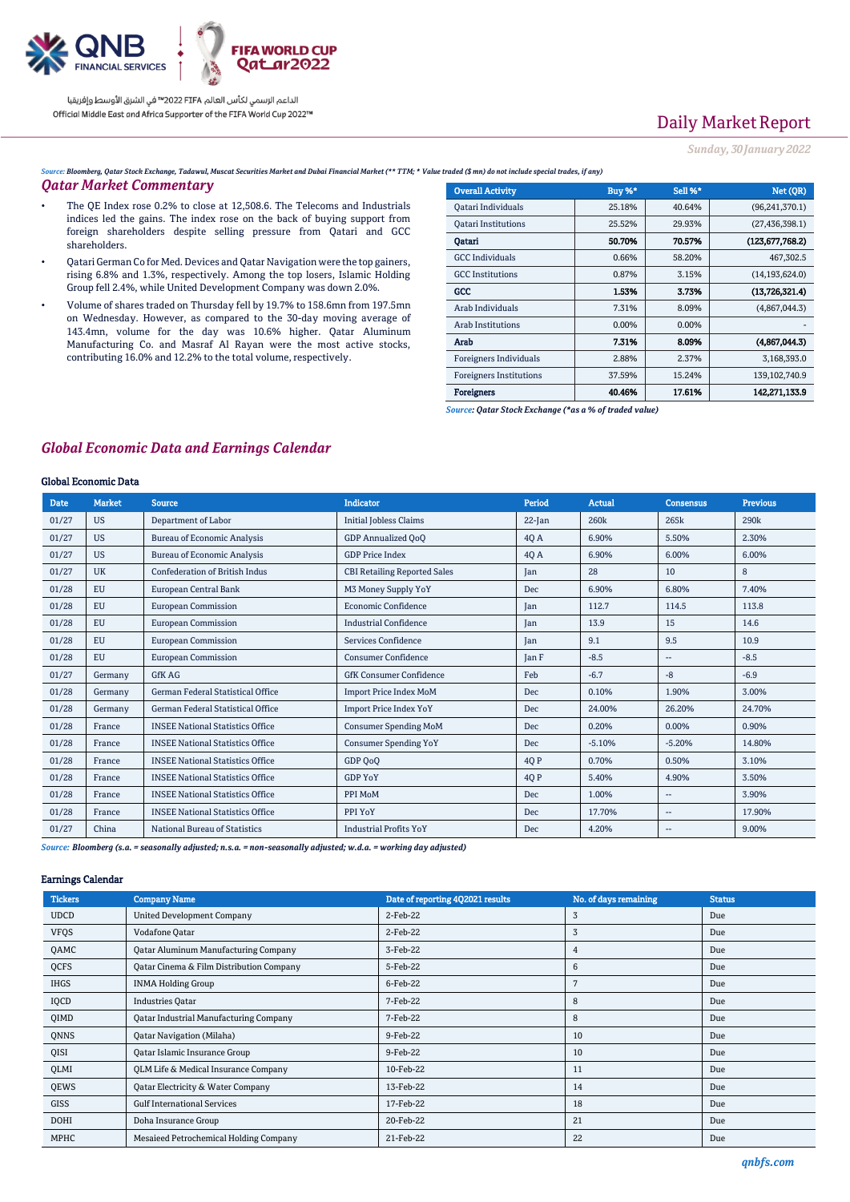Source: Bloomberg, Qatar Stock Exchange, Tadawul, Muscat Securities Market and Dubai Financial Market (** TTM; * Value traded ($ mn) do not include special trades, if any)

## Qatar Market Commentary

- The QE Index rose 0.2% to close at 12,508.6. The Telecoms and Industrials indices led the gains. The index rose on the back of buying support from foreign shareholders despite selling pressure from Qatari and GCC shareholders.
- Qatari German Co for Med. Devices and Qatar Navigation were the top gainers, rising 6.8% and 1.3%, respectively. Among the top losers, Islamic Holding Group fell 2.4%, while United Development Company was down 2.0%.
- Volume of shares traded on Thursday fell by 19.7% to 158.6mn from 197.5mn on Wednesday. However, as compared to the 30-day moving average of 143.4mn, volume for the day was 10.6% higher. Qatar Aluminum Manufacturing Co. and Masraf Al Rayan were the most active stocks, contributing 16.0% and 12.2% to the total volume, respectively.

| Overall Activity | Buy %* | Sell %* | Net (QR) |
|---|---|---|---|
| Qatari Individuals | 25.18% | 40.64% | (96,241,370.1) |
| Qatari Institutions | 25.52% | 29.93% | (27,436,398.1) |
| **Qatari** | **50.70%** | **70.57%** | **(123,677,768.2)** |
| GCC Individuals | 0.66% | 58.20% | 467,302.5 |
| GCC Institutions | 0.87% | 3.15% | (14,193,624.0) |
| **GCC** | **1.53%** | **3.73%** | **(13,726,321.4)** |
| Arab Individuals | 7.31% | 8.09% | (4,867,044.3) |
| Arab Institutions | 0.00% | 0.00% | - |
| **Arab** | **7.31%** | **8.09%** | **(4,867,044.3)** |
| Foreigners Individuals | 2.88% | 2.37% | 3,168,393.0 |
| Foreigners Institutions | 37.59% | 15.24% | 139,102,740.9 |
| **Foreigners** | **40.46%** | **17.61%** | **142,271,133.9** |

Source: Qatar Stock Exchange (*as a % of traded value)

## Global Economic Data and Earnings Calendar

### Global Economic Data

| Date | Market | Source | Indicator | Period | Actual | Consensus | Previous |
|---|---|---|---|---|---|---|---|
| 01/27 | US | Department of Labor | Initial Jobless Claims | 22-Jan | 260k | 265k | 290k |
| 01/27 | US | Bureau of Economic Analysis | GDP Annualized QoQ | 4Q A | 6.90% | 5.50% | 2.30% |
| 01/27 | US | Bureau of Economic Analysis | GDP Price Index | 4Q A | 6.90% | 6.00% | 6.00% |
| 01/27 | UK | Confederation of British Indus | CBI Retailing Reported Sales | Jan | 28 | 10 | 8 |
| 01/28 | EU | European Central Bank | M3 Money Supply YoY | Dec | 6.90% | 6.80% | 7.40% |
| 01/28 | EU | European Commission | Economic Confidence | Jan | 112.7 | 114.5 | 113.8 |
| 01/28 | EU | European Commission | Industrial Confidence | Jan | 13.9 | 15 | 14.6 |
| 01/28 | EU | European Commission | Services Confidence | Jan | 9.1 | 9.5 | 10.9 |
| 01/28 | EU | European Commission | Consumer Confidence | Jan F | -8.5 | -- | -8.5 |
| 01/27 | Germany | GfK AG | GfK Consumer Confidence | Feb | -6.7 | -8 | -6.9 |
| 01/28 | Germany | German Federal Statistical Office | Import Price Index MoM | Dec | 0.10% | 1.90% | 3.00% |
| 01/28 | Germany | German Federal Statistical Office | Import Price Index YoY | Dec | 24.00% | 26.20% | 24.70% |
| 01/28 | France | INSEE National Statistics Office | Consumer Spending MoM | Dec | 0.20% | 0.00% | 0.90% |
| 01/28 | France | INSEE National Statistics Office | Consumer Spending YoY | Dec | -5.10% | -5.20% | 14.80% |
| 01/28 | France | INSEE National Statistics Office | GDP QoQ | 4Q P | 0.70% | 0.50% | 3.10% |
| 01/28 | France | INSEE National Statistics Office | GDP YoY | 4Q P | 5.40% | 4.90% | 3.50% |
| 01/28 | France | INSEE National Statistics Office | PPI MoM | Dec | 1.00% | -- | 3.90% |
| 01/28 | France | INSEE National Statistics Office | PPI YoY | Dec | 17.70% | -- | 17.90% |
| 01/27 | China | National Bureau of Statistics | Industrial Profits YoY | Dec | 4.20% | -- | 9.00% |

Source: Bloomberg (s.a. = seasonally adjusted; n.s.a. = non-seasonally adjusted; w.d.a. = working day adjusted)

### Earnings Calendar

| Tickers | Company Name | Date of reporting 4Q2021 results | No. of days remaining | Status |
|---|---|---|---|---|
| UDCD | United Development Company | 2-Feb-22 | 3 | Due |
| VFQS | Vodafone Qatar | 2-Feb-22 | 3 | Due |
| QAMC | Qatar Aluminum Manufacturing Company | 3-Feb-22 | 4 | Due |
| QCFS | Qatar Cinema & Film Distribution Company | 5-Feb-22 | 6 | Due |
| IHGS | INMA Holding Group | 6-Feb-22 | 7 | Due |
| IQCD | Industries Qatar | 7-Feb-22 | 8 | Due |
| QIMD | Qatar Industrial Manufacturing Company | 7-Feb-22 | 8 | Due |
| QNNS | Qatar Navigation (Milaha) | 9-Feb-22 | 10 | Due |
| QISI | Qatar Islamic Insurance Group | 9-Feb-22 | 10 | Due |
| QLMI | QLM Life & Medical Insurance Company | 10-Feb-22 | 11 | Due |
| QEWS | Qatar Electricity & Water Company | 13-Feb-22 | 14 | Due |
| GISS | Gulf International Services | 17-Feb-22 | 18 | Due |
| DOHI | Doha Insurance Group | 20-Feb-22 | 21 | Due |
| MPHC | Mesaieed Petrochemical Holding Company | 21-Feb-22 | 22 | Due |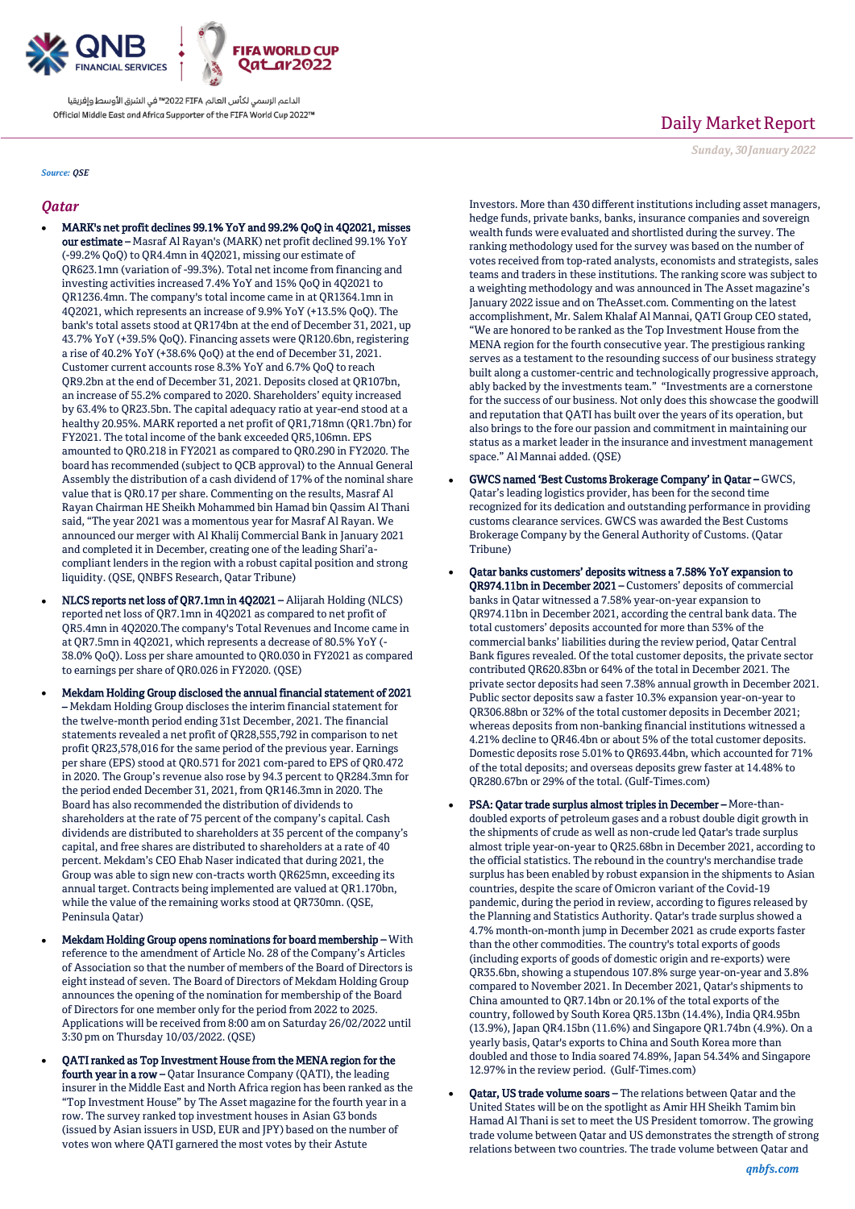*Source: QSE*

## Qatar

- **MARK's net profit declines 99.1% YoY and 99.2% QoQ in 4Q2021, misses our estimate** – Masraf Al Rayan's (MARK) net profit declined 99.1% YoY (-99.2% QoQ) to QR4.4mn in 4Q2021, missing our estimate of QR623.1mn (variation of -99.3%). Total net income from financing and investing activities increased 7.4% YoY and 15% QoQ in 4Q2021 to QR1236.4mn. The company's total income came in at QR1364.1mn in 4Q2021, which represents an increase of 9.9% YoY (+13.5% QoQ). The bank's total assets stood at QR174bn at the end of December 31, 2021, up 43.7% YoY (+39.5% QoQ). Financing assets were QR120.6bn, registering a rise of 40.2% YoY (+38.6% QoQ) at the end of December 31, 2021. Customer current accounts rose 8.3% YoY and 6.7% QoQ to reach QR9.2bn at the end of December 31, 2021. Deposits closed at QR107bn, an increase of 55.2% compared to 2020. Shareholders' equity increased by 63.4% to QR23.5bn. The capital adequacy ratio at year-end stood at a healthy 20.95%. MARK reported a net profit of QR1,718mn (QR1.7bn) for FY2021. The total income of the bank exceeded QR5,106mn. EPS amounted to QR0.218 in FY2021 as compared to QR0.290 in FY2020. The board has recommended (subject to QCB approval) to the Annual General Assembly the distribution of a cash dividend of 17% of the nominal share value that is QR0.17 per share. Commenting on the results, Masraf Al Rayan Chairman HE Sheikh Mohammed bin Hamad bin Qassim Al Thani said, "The year 2021 was a momentous year for Masraf Al Rayan. We announced our merger with Al Khalij Commercial Bank in January 2021 and completed it in December, creating one of the leading Shari'a-compliant lenders in the region with a robust capital position and strong liquidity. (QSE, QNBFS Research, Qatar Tribune)

- **NLCS reports net loss of QR7.1mn in 4Q2021** – Alijarah Holding (NLCS) reported net loss of QR7.1mn in 4Q2021 as compared to net profit of QR5.4mn in 4Q2020.The company's Total Revenues and Income came in at QR7.5mn in 4Q2021, which represents a decrease of 80.5% YoY (-38.0% QoQ). Loss per share amounted to QR0.030 in FY2021 as compared to earnings per share of QR0.026 in FY2020. (QSE)

- **Mekdam Holding Group disclosed the annual financial statement of 2021** – Mekdam Holding Group discloses the interim financial statement for the twelve-month period ending 31st December, 2021. The financial statements revealed a net profit of QR28,555,792 in comparison to net profit QR23,578,016 for the same period of the previous year. Earnings per share (EPS) stood at QR0.571 for 2021 com-pared to EPS of QR0.472 in 2020. The Group's revenue also rose by 94.3 percent to QR284.3mn for the period ended December 31, 2021, from QR146.3mn in 2020. The Board has also recommended the distribution of dividends to shareholders at the rate of 75 percent of the company's capital. Cash dividends are distributed to shareholders at 35 percent of the company's capital, and free shares are distributed to shareholders at a rate of 40 percent. Mekdam's CEO Ehab Naser indicated that during 2021, the Group was able to sign new con-tracts worth QR625mn, exceeding its annual target. Contracts being implemented are valued at QR1.170bn, while the value of the remaining works stood at QR730mn. (QSE, Peninsula Qatar)

- **Mekdam Holding Group opens nominations for board membership** – With reference to the amendment of Article No. 28 of the Company's Articles of Association so that the number of members of the Board of Directors is eight instead of seven. The Board of Directors of Mekdam Holding Group announces the opening of the nomination for membership of the Board of Directors for one member only for the period from 2022 to 2025. Applications will be received from 8:00 am on Saturday 26/02/2022 until 3:30 pm on Thursday 10/03/2022. (QSE)

- **QATI ranked as Top Investment House from the MENA region for the fourth year in a row** – Qatar Insurance Company (QATI), the leading insurer in the Middle East and North Africa region has been ranked as the "Top Investment House" by The Asset magazine for the fourth year in a row. The survey ranked top investment houses in Asian G3 bonds (issued by Asian issuers in USD, EUR and JPY) based on the number of votes won where QATI garnered the most votes by their Astute Investors. More than 430 different institutions including asset managers, hedge funds, private banks, banks, insurance companies and sovereign wealth funds were evaluated and shortlisted during the survey. The ranking methodology used for the survey was based on the number of votes received from top-rated analysts, economists and strategists, sales teams and traders in these institutions. The ranking score was subject to a weighting methodology and was announced in The Asset magazine's January 2022 issue and on TheAsset.com. Commenting on the latest accomplishment, Mr. Salem Khalaf Al Mannai, QATI Group CEO stated, "We are honored to be ranked as the Top Investment House from the MENA region for the fourth consecutive year. The prestigious ranking serves as a testament to the resounding success of our business strategy built along a customer-centric and technologically progressive approach, ably backed by the investments team." "Investments are a cornerstone for the success of our business. Not only does this showcase the goodwill and reputation that QATI has built over the years of its operation, but also brings to the fore our passion and commitment in maintaining our status as a market leader in the insurance and investment management space." Al Mannai added. (QSE)

- **GWCS named 'Best Customs Brokerage Company' in Qatar** – GWCS, Qatar's leading logistics provider, has been for the second time recognized for its dedication and outstanding performance in providing customs clearance services. GWCS was awarded the Best Customs Brokerage Company by the General Authority of Customs. (Qatar Tribune)

- **Qatar banks customers' deposits witness a 7.58% YoY expansion to QR974.11bn in December 2021** – Customers' deposits of commercial banks in Qatar witnessed a 7.58% year-on-year expansion to QR974.11bn in December 2021, according the central bank data. The total customers' deposits accounted for more than 53% of the commercial banks' liabilities during the review period, Qatar Central Bank figures revealed. Of the total customer deposits, the private sector contributed QR620.83bn or 64% of the total in December 2021. The private sector deposits had seen 7.38% annual growth in December 2021. Public sector deposits saw a faster 10.3% expansion year-on-year to QR306.88bn or 32% of the total customer deposits in December 2021; whereas deposits from non-banking financial institutions witnessed a 4.21% decline to QR46.4bn or about 5% of the total customer deposits. Domestic deposits rose 5.01% to QR693.44bn, which accounted for 71% of the total deposits; and overseas deposits grew faster at 14.48% to QR280.67bn or 29% of the total. (Gulf-Times.com)

- **PSA: Qatar trade surplus almost triples in December** – More-than-doubled exports of petroleum gases and a robust double digit growth in the shipments of crude as well as non-crude led Qatar's trade surplus almost triple year-on-year to QR25.68bn in December 2021, according to the official statistics. The rebound in the country's merchandise trade surplus has been enabled by robust expansion in the shipments to Asian countries, despite the scare of Omicron variant of the Covid-19 pandemic, during the period in review, according to figures released by the Planning and Statistics Authority. Qatar's trade surplus showed a 4.7% month-on-month jump in December 2021 as crude exports faster than the other commodities. The country's total exports of goods (including exports of goods of domestic origin and re-exports) were QR35.6bn, showing a stupendous 107.8% surge year-on-year and 3.8% compared to November 2021. In December 2021, Qatar's shipments to China amounted to QR7.14bn or 20.1% of the total exports of the country, followed by South Korea QR5.13bn (14.4%), India QR4.95bn (13.9%), Japan QR4.15bn (11.6%) and Singapore QR1.74bn (4.9%). On a yearly basis, Qatar's exports to China and South Korea more than doubled and those to India soared 74.89%, Japan 54.34% and Singapore 12.97% in the review period. (Gulf-Times.com)

- **Qatar, US trade volume soars** – The relations between Qatar and the United States will be on the spotlight as Amir HH Sheikh Tamim bin Hamad Al Thani is set to meet the US President tomorrow. The growing trade volume between Qatar and US demonstrates the strength of strong relations between two countries. The trade volume between Qatar and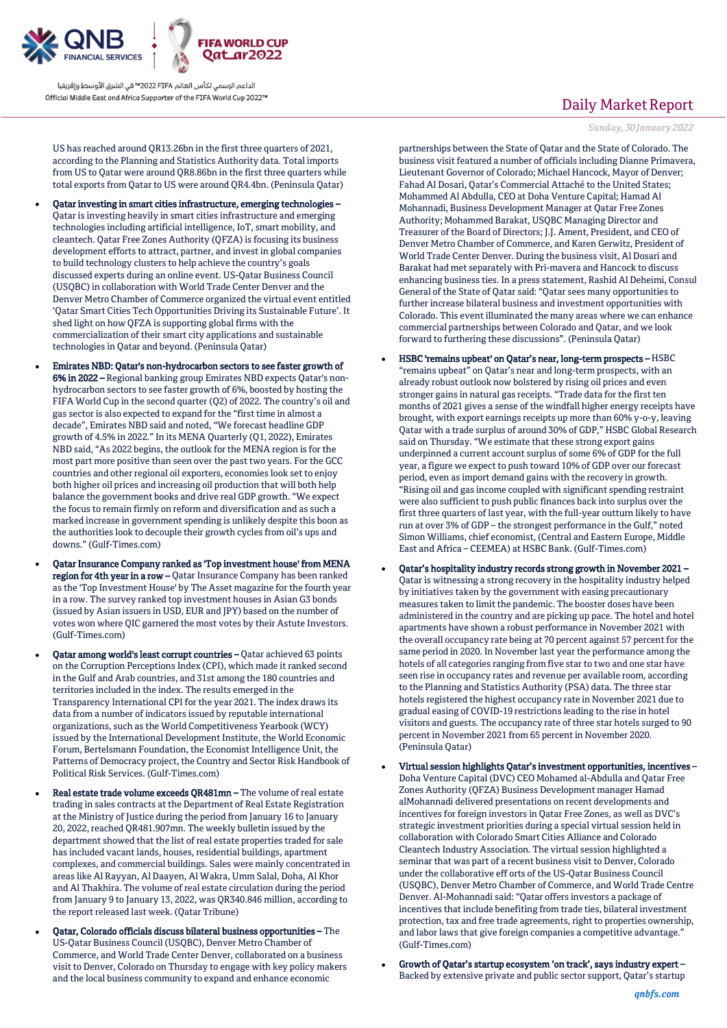US has reached around QR13.26bn in the first three quarters of 2021, according to the Planning and Statistics Authority data. Total imports from US to Qatar were around QR8.86bn in the first three quarters while total exports from Qatar to US were around QR4.4bn. (Peninsula Qatar)

- **Qatar investing in smart cities infrastructure, emerging technologies –** Qatar is investing heavily in smart cities infrastructure and emerging technologies including artificial intelligence, IoT, smart mobility, and cleantech. Qatar Free Zones Authority (QFZA) is focusing its business development efforts to attract, partner, and invest in global companies to build technology clusters to help achieve the country's goals discussed experts during an online event. US-Qatar Business Council (USQBC) in collaboration with World Trade Center Denver and the Denver Metro Chamber of Commerce organized the virtual event entitled 'Qatar Smart Cities Tech Opportunities Driving its Sustainable Future'. It shed light on how QFZA is supporting global firms with the commercialization of their smart city applications and sustainable technologies in Qatar and beyond. (Peninsula Qatar)
- **Emirates NBD: Qatar's non-hydrocarbon sectors to see faster growth of 6% in 2022 –** Regional banking group Emirates NBD expects Qatar's non-hydrocarbon sectors to see faster growth of 6%, boosted by hosting the FIFA World Cup in the second quarter (Q2) of 2022. The country's oil and gas sector is also expected to expand for the "first time in almost a decade", Emirates NBD said and noted, "We forecast headline GDP growth of 4.5% in 2022." In its MENA Quarterly (Q1, 2022), Emirates NBD said, "As 2022 begins, the outlook for the MENA region is for the most part more positive than seen over the past two years. For the GCC countries and other regional oil exporters, economies look set to enjoy both higher oil prices and increasing oil production that will both help balance the government books and drive real GDP growth. "We expect the focus to remain firmly on reform and diversification and as such a marked increase in government spending is unlikely despite this boon as the authorities look to decouple their growth cycles from oil's ups and downs." (Gulf-Times.com)
- **Qatar Insurance Company ranked as 'Top investment house' from MENA region for 4th year in a row –** Qatar Insurance Company has been ranked as the 'Top Investment House' by The Asset magazine for the fourth year in a row. The survey ranked top investment houses in Asian G3 bonds (issued by Asian issuers in USD, EUR and JPY) based on the number of votes won where QIC garnered the most votes by their Astute Investors. (Gulf-Times.com)
- **Qatar among world's least corrupt countries –** Qatar achieved 63 points on the Corruption Perceptions Index (CPI), which made it ranked second in the Gulf and Arab countries, and 31st among the 180 countries and territories included in the index. The results emerged in the Transparency International CPI for the year 2021. The index draws its data from a number of indicators issued by reputable international organizations, such as the World Competitiveness Yearbook (WCY) issued by the International Development Institute, the World Economic Forum, Bertelsmann Foundation, the Economist Intelligence Unit, the Patterns of Democracy project, the Country and Sector Risk Handbook of Political Risk Services. (Gulf-Times.com)
- **Real estate trade volume exceeds QR481mn –** The volume of real estate trading in sales contracts at the Department of Real Estate Registration at the Ministry of Justice during the period from January 16 to January 20, 2022, reached QR481.907mn. The weekly bulletin issued by the department showed that the list of real estate properties traded for sale has included vacant lands, houses, residential buildings, apartment complexes, and commercial buildings. Sales were mainly concentrated in areas like Al Rayyan, Al Daayen, Al Wakra, Umm Salal, Doha, Al Khor and Al Thakhira. The volume of real estate circulation during the period from January 9 to January 13, 2022, was QR340.846 million, according to the report released last week. (Qatar Tribune)
- **Qatar, Colorado officials discuss bilateral business opportunities –** The US-Qatar Business Council (USQBC), Denver Metro Chamber of Commerce, and World Trade Center Denver, collaborated on a business visit to Denver, Colorado on Thursday to engage with key policy makers and the local business community to expand and enhance economic partnerships between the State of Qatar and the State of Colorado. The business visit featured a number of officials including Dianne Primavera, Lieutenant Governor of Colorado; Michael Hancock, Mayor of Denver; Fahad Al Dosari, Qatar's Commercial Attaché to the United States; Mohammed Al Abdulla, CEO at Doha Venture Capital; Hamad Al Mohannadi, Business Development Manager at Qatar Free Zones Authority; Mohammed Barakat, USQBC Managing Director and Treasurer of the Board of Directors; J.J. Ament, President, and CEO of Denver Metro Chamber of Commerce, and Karen Gerwitz, President of World Trade Center Denver. During the business visit, Al Dosari and Barakat had met separately with Pri-mavera and Hancock to discuss enhancing business ties. In a press statement, Rashid Al Deheimi, Consul General of the State of Qatar said: "Qatar sees many opportunities to further increase bilateral business and investment opportunities with Colorado. This event illuminated the many areas where we can enhance commercial partnerships between Colorado and Qatar, and we look forward to furthering these discussions". (Peninsula Qatar)
- **HSBC 'remains upbeat' on Qatar's near, long-term prospects –** HSBC "remains upbeat" on Qatar's near and long-term prospects, with an already robust outlook now bolstered by rising oil prices and even stronger gains in natural gas receipts. "Trade data for the first ten months of 2021 gives a sense of the windfall higher energy receipts have brought, with export earnings receipts up more than 60% y-o-y, leaving Qatar with a trade surplus of around 30% of GDP," HSBC Global Research said on Thursday. "We estimate that these strong export gains underpinned a current account surplus of some 6% of GDP for the full year, a figure we expect to push toward 10% of GDP over our forecast period, even as import demand gains with the recovery in growth. "Rising oil and gas income coupled with significant spending restraint were also sufficient to push public finances back into surplus over the first three quarters of last year, with the full-year outturn likely to have run at over 3% of GDP – the strongest performance in the Gulf," noted Simon Williams, chief economist, (Central and Eastern Europe, Middle East and Africa – CEEMEA) at HSBC Bank. (Gulf-Times.com)
- **Qatar's hospitality industry records strong growth in November 2021 –** Qatar is witnessing a strong recovery in the hospitality industry helped by initiatives taken by the government with easing precautionary measures taken to limit the pandemic. The booster doses have been administered in the country and are picking up pace. The hotel and hotel apartments have shown a robust performance in November 2021 with the overall occupancy rate being at 70 percent against 57 percent for the same period in 2020. In November last year the performance among the hotels of all categories ranging from five star to two and one star have seen rise in occupancy rates and revenue per available room, according to the Planning and Statistics Authority (PSA) data. The three star hotels registered the highest occupancy rate in November 2021 due to gradual easing of COVID-19 restrictions leading to the rise in hotel visitors and guests. The occupancy rate of three star hotels surged to 90 percent in November 2021 from 65 percent in November 2020. (Peninsula Qatar)
- **Virtual session highlights Qatar's investment opportunities, incentives –** Doha Venture Capital (DVC) CEO Mohamed al-Abdulla and Qatar Free Zones Authority (QFZA) Business Development manager Hamad alMohannadi delivered presentations on recent developments and incentives for foreign investors in Qatar Free Zones, as well as DVC's strategic investment priorities during a special virtual session held in collaboration with Colorado Smart Cities Alliance and Colorado Cleantech Industry Association. The virtual session highlighted a seminar that was part of a recent business visit to Denver, Colorado under the collaborative eff orts of the US-Qatar Business Council (USQBC), Denver Metro Chamber of Commerce, and World Trade Centre Denver. Al-Mohannadi said: "Qatar offers investors a package of incentives that include benefiting from trade ties, bilateral investment protection, tax and free trade agreements, right to properties ownership, and labor laws that give foreign companies a competitive advantage." (Gulf-Times.com)
- **Growth of Qatar's startup ecosystem 'on track', says industry expert –** Backed by extensive private and public sector support, Qatar's startup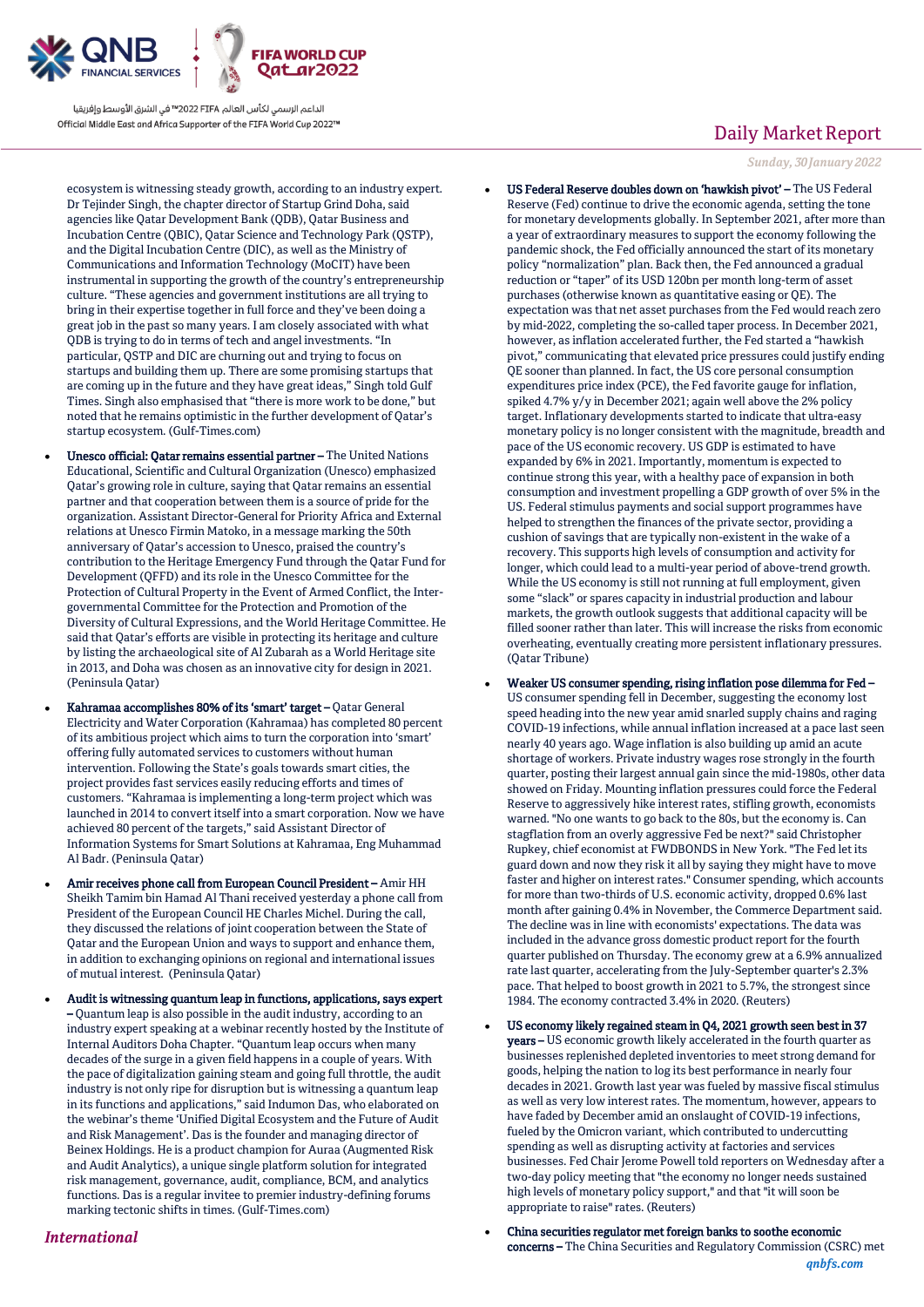ecosystem is witnessing steady growth, according to an industry expert. Dr Tejinder Singh, the chapter director of Startup Grind Doha, said agencies like Qatar Development Bank (QDB), Qatar Business and Incubation Centre (QBIC), Qatar Science and Technology Park (QSTP), and the Digital Incubation Centre (DIC), as well as the Ministry of Communications and Information Technology (MoCIT) have been instrumental in supporting the growth of the country's entrepreneurship culture. "These agencies and government institutions are all trying to bring in their expertise together in full force and they've been doing a great job in the past so many years. I am closely associated with what QDB is trying to do in terms of tech and angel investments. "In particular, QSTP and DIC are churning out and trying to focus on startups and building them up. There are some promising startups that are coming up in the future and they have great ideas," Singh told Gulf Times. Singh also emphasised that "there is more work to be done," but noted that he remains optimistic in the further development of Qatar's startup ecosystem. (Gulf-Times.com)

- **Unesco official: Qatar remains essential partner –** The United Nations Educational, Scientific and Cultural Organization (Unesco) emphasized Qatar's growing role in culture, saying that Qatar remains an essential partner and that cooperation between them is a source of pride for the organization. Assistant Director-General for Priority Africa and External relations at Unesco Firmin Matoko, in a message marking the 50th anniversary of Qatar's accession to Unesco, praised the country's contribution to the Heritage Emergency Fund through the Qatar Fund for Development (QFFD) and its role in the Unesco Committee for the Protection of Cultural Property in the Event of Armed Conflict, the Inter-governmental Committee for the Protection and Promotion of the Diversity of Cultural Expressions, and the World Heritage Committee. He said that Qatar's efforts are visible in protecting its heritage and culture by listing the archaeological site of Al Zubarah as a World Heritage site in 2013, and Doha was chosen as an innovative city for design in 2021. (Peninsula Qatar)
- **Kahramaa accomplishes 80% of its 'smart' target –** Qatar General Electricity and Water Corporation (Kahramaa) has completed 80 percent of its ambitious project which aims to turn the corporation into 'smart' offering fully automated services to customers without human intervention. Following the State's goals towards smart cities, the project provides fast services easily reducing efforts and times of customers. "Kahramaa is implementing a long-term project which was launched in 2014 to convert itself into a smart corporation. Now we have achieved 80 percent of the targets," said Assistant Director of Information Systems for Smart Solutions at Kahramaa, Eng Muhammad Al Badr. (Peninsula Qatar)
- **Amir receives phone call from European Council President –** Amir HH Sheikh Tamim bin Hamad Al Thani received yesterday a phone call from President of the European Council HE Charles Michel. During the call, they discussed the relations of joint cooperation between the State of Qatar and the European Union and ways to support and enhance them, in addition to exchanging opinions on regional and international issues of mutual interest. (Peninsula Qatar)
- **Audit is witnessing quantum leap in functions, applications, says expert –** Quantum leap is also possible in the audit industry, according to an industry expert speaking at a webinar recently hosted by the Institute of Internal Auditors Doha Chapter. "Quantum leap occurs when many decades of the surge in a given field happens in a couple of years. With the pace of digitalization gaining steam and going full throttle, the audit industry is not only ripe for disruption but is witnessing a quantum leap in its functions and applications," said Indumon Das, who elaborated on the webinar's theme 'Unified Digital Ecosystem and the Future of Audit and Risk Management'. Das is the founder and managing director of Beinex Holdings. He is a product champion for Auraa (Augmented Risk and Audit Analytics), a unique single platform solution for integrated risk management, governance, audit, compliance, BCM, and analytics functions. Das is a regular invitee to premier industry-defining forums marking tectonic shifts in times. (Gulf-Times.com)

## *International*

- **US Federal Reserve doubles down on 'hawkish pivot' –** The US Federal Reserve (Fed) continue to drive the economic agenda, setting the tone for monetary developments globally. In September 2021, after more than a year of extraordinary measures to support the economy following the pandemic shock, the Fed officially announced the start of its monetary policy "normalization" plan. Back then, the Fed announced a gradual reduction or "taper" of its USD 120bn per month long-term of asset purchases (otherwise known as quantitative easing or QE). The expectation was that net asset purchases from the Fed would reach zero by mid-2022, completing the so-called taper process. In December 2021, however, as inflation accelerated further, the Fed started a "hawkish pivot," communicating that elevated price pressures could justify ending QE sooner than planned. In fact, the US core personal consumption expenditures price index (PCE), the Fed favorite gauge for inflation, spiked 4.7% y/y in December 2021; again well above the 2% policy target. Inflationary developments started to indicate that ultra-easy monetary policy is no longer consistent with the magnitude, breadth and pace of the US economic recovery. US GDP is estimated to have expanded by 6% in 2021. Importantly, momentum is expected to continue strong this year, with a healthy pace of expansion in both consumption and investment propelling a GDP growth of over 5% in the US. Federal stimulus payments and social support programmes have helped to strengthen the finances of the private sector, providing a cushion of savings that are typically non-existent in the wake of a recovery. This supports high levels of consumption and activity for longer, which could lead to a multi-year period of above-trend growth. While the US economy is still not running at full employment, given some "slack" or spares capacity in industrial production and labour markets, the growth outlook suggests that additional capacity will be filled sooner rather than later. This will increase the risks from economic overheating, eventually creating more persistent inflationary pressures. (Qatar Tribune)
- **Weaker US consumer spending, rising inflation pose dilemma for Fed –** US consumer spending fell in December, suggesting the economy lost speed heading into the new year amid snarled supply chains and raging COVID-19 infections, while annual inflation increased at a pace last seen nearly 40 years ago. Wage inflation is also building up amid an acute shortage of workers. Private industry wages rose strongly in the fourth quarter, posting their largest annual gain since the mid-1980s, other data showed on Friday. Mounting inflation pressures could force the Federal Reserve to aggressively hike interest rates, stifling growth, economists warned. "No one wants to go back to the 80s, but the economy is. Can stagflation from an overly aggressive Fed be next?" said Christopher Rupkey, chief economist at FWDBONDS in New York. "The Fed let its guard down and now they risk it all by saying they might have to move faster and higher on interest rates." Consumer spending, which accounts for more than two-thirds of U.S. economic activity, dropped 0.6% last month after gaining 0.4% in November, the Commerce Department said. The decline was in line with economists' expectations. The data was included in the advance gross domestic product report for the fourth quarter published on Thursday. The economy grew at a 6.9% annualized rate last quarter, accelerating from the July-September quarter's 2.3% pace. That helped to boost growth in 2021 to 5.7%, the strongest since 1984. The economy contracted 3.4% in 2020. (Reuters)
- **US economy likely regained steam in Q4, 2021 growth seen best in 37 years –** US economic growth likely accelerated in the fourth quarter as businesses replenished depleted inventories to meet strong demand for goods, helping the nation to log its best performance in nearly four decades in 2021. Growth last year was fueled by massive fiscal stimulus as well as very low interest rates. The momentum, however, appears to have faded by December amid an onslaught of COVID-19 infections, fueled by the Omicron variant, which contributed to undercutting spending as well as disrupting activity at factories and services businesses. Fed Chair Jerome Powell told reporters on Wednesday after a two-day policy meeting that "the economy no longer needs sustained high levels of monetary policy support," and that "it will soon be appropriate to raise" rates. (Reuters)
- **China securities regulator met foreign banks to soothe economic concerns –** The China Securities and Regulatory Commission (CSRC) met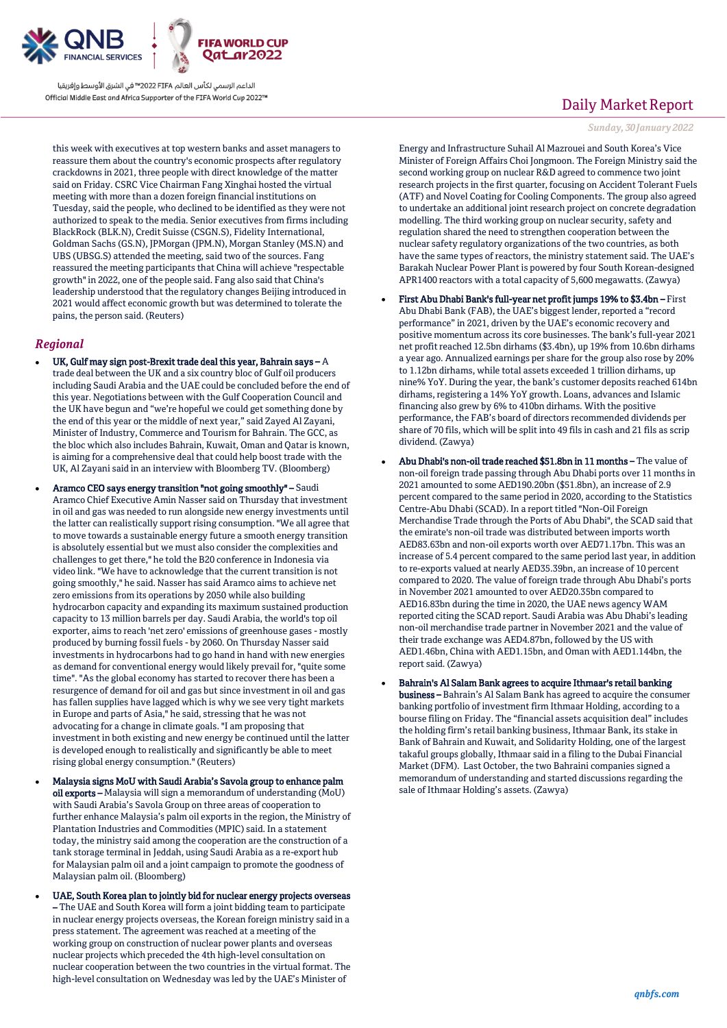this week with executives at top western banks and asset managers to reassure them about the country's economic prospects after regulatory crackdowns in 2021, three people with direct knowledge of the matter said on Friday. CSRC Vice Chairman Fang Xinghai hosted the virtual meeting with more than a dozen foreign financial institutions on Tuesday, said the people, who declined to be identified as they were not authorized to speak to the media. Senior executives from firms including BlackRock (BLK.N), Credit Suisse (CSGN.S), Fidelity International, Goldman Sachs (GS.N), JPMorgan (JPM.N), Morgan Stanley (MS.N) and UBS (UBSG.S) attended the meeting, said two of the sources. Fang reassured the meeting participants that China will achieve "respectable growth" in 2022, one of the people said. Fang also said that China's leadership understood that the regulatory changes Beijing introduced in 2021 would affect economic growth but was determined to tolerate the pains, the person said. (Reuters)

## *Regional*

- **UK, Gulf may sign post-Brexit trade deal this year, Bahrain says –** A trade deal between the UK and a six country bloc of Gulf oil producers including Saudi Arabia and the UAE could be concluded before the end of this year. Negotiations between with the Gulf Cooperation Council and the UK have begun and "we're hopeful we could get something done by the end of this year or the middle of next year," said Zayed Al Zayani, Minister of Industry, Commerce and Tourism for Bahrain. The GCC, as the bloc which also includes Bahrain, Kuwait, Oman and Qatar is known, is aiming for a comprehensive deal that could help boost trade with the UK, Al Zayani said in an interview with Bloomberg TV. (Bloomberg)
- **Aramco CEO says energy transition "not going smoothly" –** Saudi Aramco Chief Executive Amin Nasser said on Thursday that investment in oil and gas was needed to run alongside new energy investments until the latter can realistically support rising consumption. "We all agree that to move towards a sustainable energy future a smooth energy transition is absolutely essential but we must also consider the complexities and challenges to get there," he told the B20 conference in Indonesia via video link. "We have to acknowledge that the current transition is not going smoothly," he said. Nasser has said Aramco aims to achieve net zero emissions from its operations by 2050 while also building hydrocarbon capacity and expanding its maximum sustained production capacity to 13 million barrels per day. Saudi Arabia, the world's top oil exporter, aims to reach 'net zero' emissions of greenhouse gases - mostly produced by burning fossil fuels - by 2060. On Thursday Nasser said investments in hydrocarbons had to go hand in hand with new energies as demand for conventional energy would likely prevail for, "quite some time". "As the global economy has started to recover there has been a resurgence of demand for oil and gas but since investment in oil and gas has fallen supplies have lagged which is why we see very tight markets in Europe and parts of Asia," he said, stressing that he was not advocating for a change in climate goals. "I am proposing that investment in both existing and new energy be continued until the latter is developed enough to realistically and significantly be able to meet rising global energy consumption." (Reuters)
- **Malaysia signs MoU with Saudi Arabia's Savola group to enhance palm oil exports –** Malaysia will sign a memorandum of understanding (MoU) with Saudi Arabia's Savola Group on three areas of cooperation to further enhance Malaysia's palm oil exports in the region, the Ministry of Plantation Industries and Commodities (MPIC) said. In a statement today, the ministry said among the cooperation are the construction of a tank storage terminal in Jeddah, using Saudi Arabia as a re-export hub for Malaysian palm oil and a joint campaign to promote the goodness of Malaysian palm oil. (Bloomberg)
- **UAE, South Korea plan to jointly bid for nuclear energy projects overseas –** The UAE and South Korea will form a joint bidding team to participate in nuclear energy projects overseas, the Korean foreign ministry said in a press statement. The agreement was reached at a meeting of the working group on construction of nuclear power plants and overseas nuclear projects which preceded the 4th high-level consultation on nuclear cooperation between the two countries in the virtual format. The high-level consultation on Wednesday was led by the UAE's Minister of Energy and Infrastructure Suhail Al Mazrouei and South Korea's Vice Minister of Foreign Affairs Choi Jongmoon. The Foreign Ministry said the second working group on nuclear R&D agreed to commence two joint research projects in the first quarter, focusing on Accident Tolerant Fuels (ATF) and Novel Coating for Cooling Components. The group also agreed to undertake an additional joint research project on concrete degradation modelling. The third working group on nuclear security, safety and regulation shared the need to strengthen cooperation between the nuclear safety regulatory organizations of the two countries, as both have the same types of reactors, the ministry statement said. The UAE's Barakah Nuclear Power Plant is powered by four South Korean-designed APR1400 reactors with a total capacity of 5,600 megawatts. (Zawya)
- **First Abu Dhabi Bank's full-year net profit jumps 19% to $3.4bn –** First Abu Dhabi Bank (FAB), the UAE's biggest lender, reported a "record performance" in 2021, driven by the UAE's economic recovery and positive momentum across its core businesses. The bank's full-year 2021 net profit reached 12.5bn dirhams ($3.4bn), up 19% from 10.6bn dirhams a year ago. Annualized earnings per share for the group also rose by 20% to 1.12bn dirhams, while total assets exceeded 1 trillion dirhams, up nine% YoY. During the year, the bank's customer deposits reached 614bn dirhams, registering a 14% YoY growth. Loans, advances and Islamic financing also grew by 6% to 410bn dirhams. With the positive performance, the FAB's board of directors recommended dividends per share of 70 fils, which will be split into 49 fils in cash and 21 fils as scrip dividend. (Zawya)
- **Abu Dhabi's non-oil trade reached $51.8bn in 11 months –** The value of non-oil foreign trade passing through Abu Dhabi ports over 11 months in 2021 amounted to some AED190.20bn ($51.8bn), an increase of 2.9 percent compared to the same period in 2020, according to the Statistics Centre-Abu Dhabi (SCAD). In a report titled "Non-Oil Foreign Merchandise Trade through the Ports of Abu Dhabi", the SCAD said that the emirate's non-oil trade was distributed between imports worth AED83.63bn and non-oil exports worth over AED71.17bn. This was an increase of 5.4 percent compared to the same period last year, in addition to re-exports valued at nearly AED35.39bn, an increase of 10 percent compared to 2020. The value of foreign trade through Abu Dhabi's ports in November 2021 amounted to over AED20.35bn compared to AED16.83bn during the time in 2020, the UAE news agency WAM reported citing the SCAD report. Saudi Arabia was Abu Dhabi's leading non-oil merchandise trade partner in November 2021 and the value of their trade exchange was AED4.87bn, followed by the US with AED1.46bn, China with AED1.15bn, and Oman with AED1.144bn, the report said. (Zawya)
- **Bahrain's Al Salam Bank agrees to acquire Ithmaar's retail banking business –** Bahrain's Al Salam Bank has agreed to acquire the consumer banking portfolio of investment firm Ithmaar Holding, according to a bourse filing on Friday. The "financial assets acquisition deal" includes the holding firm's retail banking business, Ithmaar Bank, its stake in Bank of Bahrain and Kuwait, and Solidarity Holding, one of the largest takaful groups globally, Ithmaar said in a filing to the Dubai Financial Market (DFM). Last October, the two Bahraini companies signed a memorandum of understanding and started discussions regarding the sale of Ithmaar Holding's assets. (Zawya)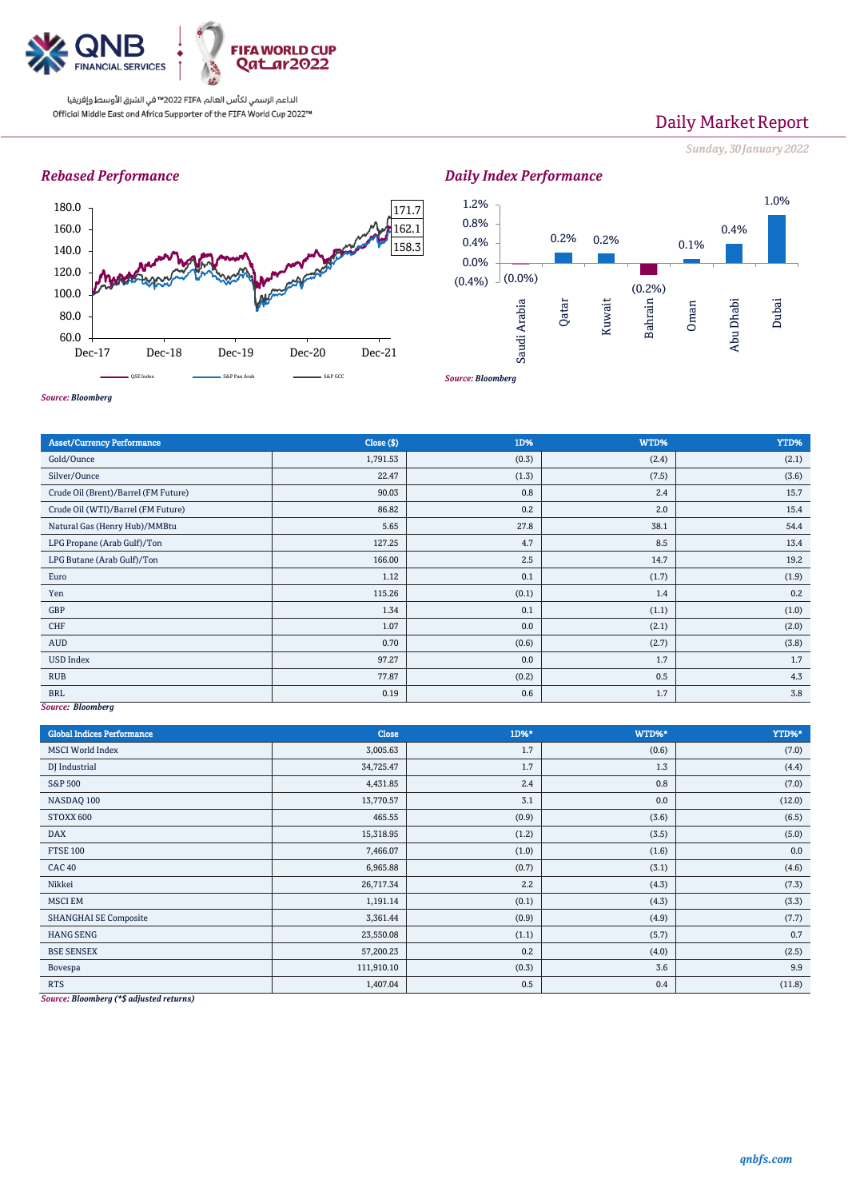QNB FINANCIAL SERVICES

FIFA WORLD CUP Qatar2022

الداعم الرسمي لكأس العالم FIFA 2022™ في الشرق الأوسط وإفريقيا
Official Middle East and Africa Supporter of the FIFA World Cup 2022™

# Daily Market Report

*Sunday, 30 January 2022*

## Rebased Performance

180.0
160.0
140.0
120.0
100.0
80.0
60.0

Dec-17 Dec-18 Dec-19 Dec-20 Dec-21

171.7
162.1
158.3

QSE Index — S&P Pan Arab — S&P GCC

*Source: Bloomberg*

## Daily Index Performance

1.2%
0.8%
0.4%
0.0%
(0.4%)

Saudi Arabia (0.0%)
Qatar 0.2%
Kuwait 0.2%
Bahrain (0.2%)
Oman 0.1%
Abu Dhabi 0.4%
Dubai 1.0%

*Source: Bloomberg*

| Asset/Currency Performance | Close ($) | 1D% | WTD% | YTD% |
|---|---|---|---|---|
| Gold/Ounce | 1,791.53 | (0.3) | (2.4) | (2.1) |
| Silver/Ounce | 22.47 | (1.3) | (7.5) | (3.6) |
| Crude Oil (Brent)/Barrel (FM Future) | 90.03 | 0.8 | 2.4 | 15.7 |
| Crude Oil (WTI)/Barrel (FM Future) | 86.82 | 0.2 | 2.0 | 15.4 |
| Natural Gas (Henry Hub)/MMBtu | 5.65 | 27.8 | 38.1 | 54.4 |
| LPG Propane (Arab Gulf)/Ton | 127.25 | 4.7 | 8.5 | 13.4 |
| LPG Butane (Arab Gulf)/Ton | 166.00 | 2.5 | 14.7 | 19.2 |
| Euro | 1.12 | 0.1 | (1.7) | (1.9) |
| Yen | 115.26 | (0.1) | 1.4 | 0.2 |
| GBP | 1.34 | 0.1 | (1.1) | (1.0) |
| CHF | 1.07 | 0.0 | (2.1) | (2.0) |
| AUD | 0.70 | (0.6) | (2.7) | (3.8) |
| USD Index | 97.27 | 0.0 | 1.7 | 1.7 |
| RUB | 77.87 | (0.2) | 0.5 | 4.3 |
| BRL | 0.19 | 0.6 | 1.7 | 3.8 |

*Source: Bloomberg*

| Global Indices Performance | Close | 1D%* | WTD%* | YTD%* |
|---|---|---|---|---|
| MSCI World Index | 3,005.63 | 1.7 | (0.6) | (7.0) |
| DJ Industrial | 34,725.47 | 1.7 | 1.3 | (4.4) |
| S&P 500 | 4,431.85 | 2.4 | 0.8 | (7.0) |
| NASDAQ 100 | 13,770.57 | 3.1 | 0.0 | (12.0) |
| STOXX 600 | 465.55 | (0.9) | (3.6) | (6.5) |
| DAX | 15,318.95 | (1.2) | (3.5) | (5.0) |
| FTSE 100 | 7,466.07 | (1.0) | (1.6) | 0.0 |
| CAC 40 | 6,965.88 | (0.7) | (3.1) | (4.6) |
| Nikkei | 26,717.34 | 2.2 | (4.3) | (7.3) |
| MSCI EM | 1,191.14 | (0.1) | (4.3) | (3.3) |
| SHANGHAI SE Composite | 3,361.44 | (0.9) | (4.9) | (7.7) |
| HANG SENG | 23,550.08 | (1.1) | (5.7) | 0.7 |
| BSE SENSEX | 57,200.23 | 0.2 | (4.0) | (2.5) |
| Bovespa | 111,910.10 | (0.3) | 3.6 | 9.9 |
| RTS | 1,407.04 | 0.5 | 0.4 | (11.8) |

*Source: Bloomberg (*$ adjusted returns)*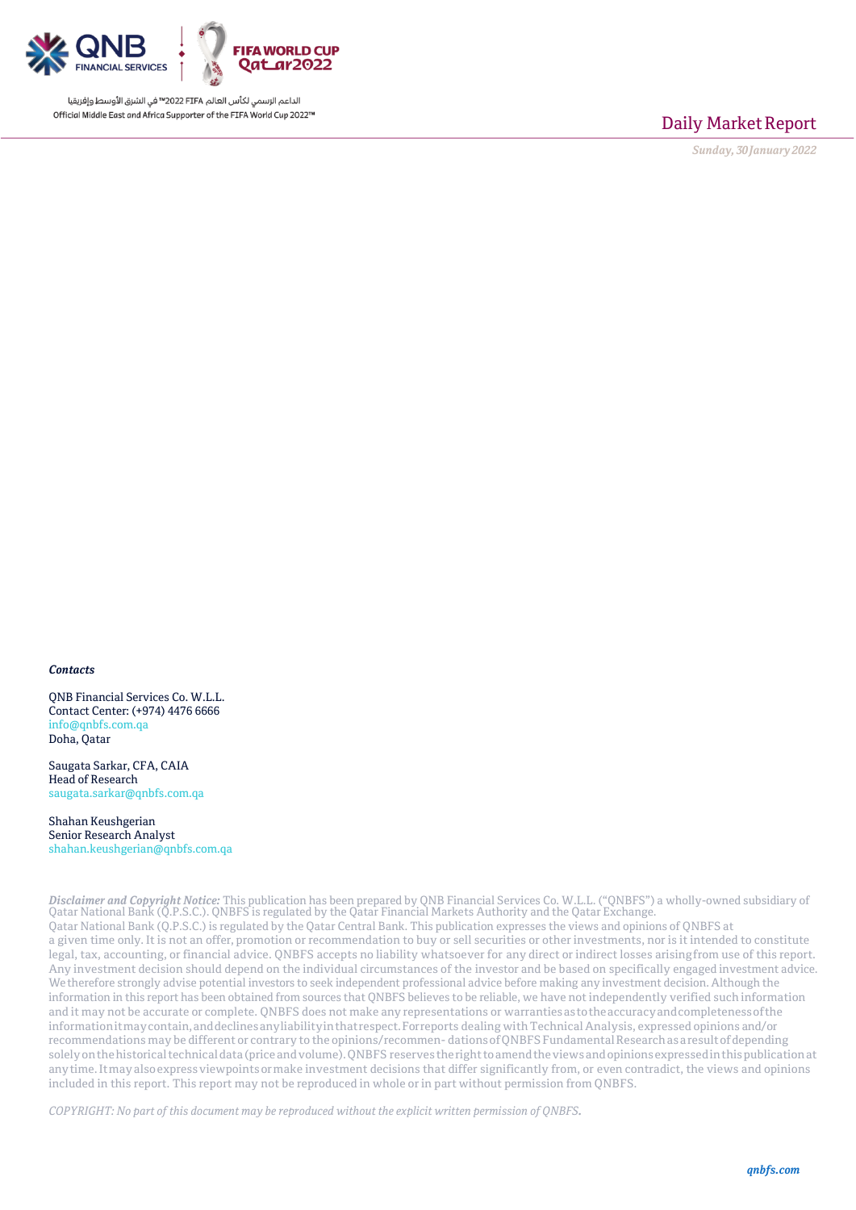*Contacts*

QNB Financial Services Co. W.L.L.
Contact Center: (+974) 4476 6666
info@qnbfs.com.qa
Doha, Qatar

Saugata Sarkar, CFA, CAIA
Head of Research
saugata.sarkar@qnbfs.com.qa

Shahan Keushgerian
Senior Research Analyst
shahan.keushgerian@qnbfs.com.qa

***Disclaimer and Copyright Notice:*** This publication has been prepared by QNB Financial Services Co. W.L.L. ("QNBFS") a wholly-owned subsidiary of Qatar National Bank (Q.P.S.C.). QNBFS is regulated by the Qatar Financial Markets Authority and the Qatar Exchange. Qatar National Bank (Q.P.S.C.) is regulated by the Qatar Central Bank. This publication expresses the views and opinions of QNBFS at a given time only. It is not an offer, promotion or recommendation to buy or sell securities or other investments, nor is it intended to constitute legal, tax, accounting, or financial advice. QNBFS accepts no liability whatsoever for any direct or indirect losses arising from use of this report. Any investment decision should depend on the individual circumstances of the investor and be based on specifically engaged investment advice. We therefore strongly advise potential investors to seek independent professional advice before making any investment decision. Although the information in this report has been obtained from sources that QNBFS believes to be reliable, we have not independently verified such information and it may not be accurate or complete. QNBFS does not make any representations or warranties as to the accuracy and completeness of the information it may contain, and declines any liability in that respect. For reports dealing with Technical Analysis, expressed opinions and/or recommendations may be different or contrary to the opinions/recommen- dations of QNBFS Fundamental Research as a result of depending solely on the historical technical data (price and volume). QNBFS reserves the right to amend the views and opinions expressed in this publication at any time. It may also express viewpoints or make investment decisions that differ significantly from, or even contradict, the views and opinions included in this report. This report may not be reproduced in whole or in part without permission from QNBFS.

*COPYRIGHT: No part of this document may be reproduced without the explicit written permission of QNBFS.*